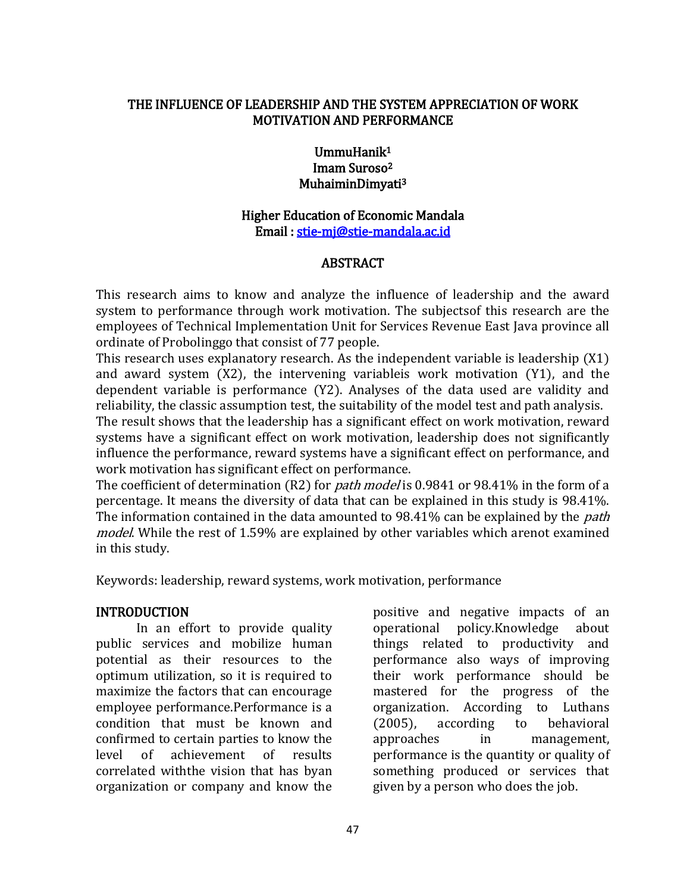# THE INFLUENCE OF LEADERSHIP AND THE SYSTEM APPRECIATION OF WORK MOTIVATION AND PERFORMANCE

UmmuHanik[1]
Imam Suroso[2]
MuhaiminDimyati[3]

Higher Education of Economic Mandala
Email : stie-mj@stie-mandala.ac.id

## ABSTRACT

This research aims to know and analyze the influence of leadership and the award system to performance through work motivation. The subjectsof this research are the employees of Technical Implementation Unit for Services Revenue East Java province all ordinate of Probolinggo that consist of 77 people.

This research uses explanatory research. As the independent variable is leadership (X1) and award system (X2), the intervening variableis work motivation (Y1), and the dependent variable is performance (Y2). Analyses of the data used are validity and reliability, the classic assumption test, the suitability of the model test and path analysis.

The result shows that the leadership has a significant effect on work motivation, reward systems have a significant effect on work motivation, leadership does not significantly influence the performance, reward systems have a significant effect on performance, and work motivation has significant effect on performance.

The coefficient of determination (R2) for *path model* is 0.9841 or 98.41% in the form of a percentage. It means the diversity of data that can be explained in this study is 98.41%. The information contained in the data amounted to 98.41% can be explained by the *path model*. While the rest of 1.59% are explained by other variables which arenot examined in this study.

Keywords: leadership, reward systems, work motivation, performance

## INTRODUCTION

In an effort to provide quality public services and mobilize human potential as their resources to the optimum utilization, so it is required to maximize the factors that can encourage employee performance.Performance is a condition that must be known and confirmed to certain parties to know the level of achievement of results correlated withthe vision that has byan organization or company and know the positive and negative impacts of an operational policy.Knowledge about things related to productivity and performance also ways of improving their work performance should be mastered for the progress of the organization. According to Luthans (2005), according to behavioral approaches in management, performance is the quantity or quality of something produced or services that given by a person who does the job.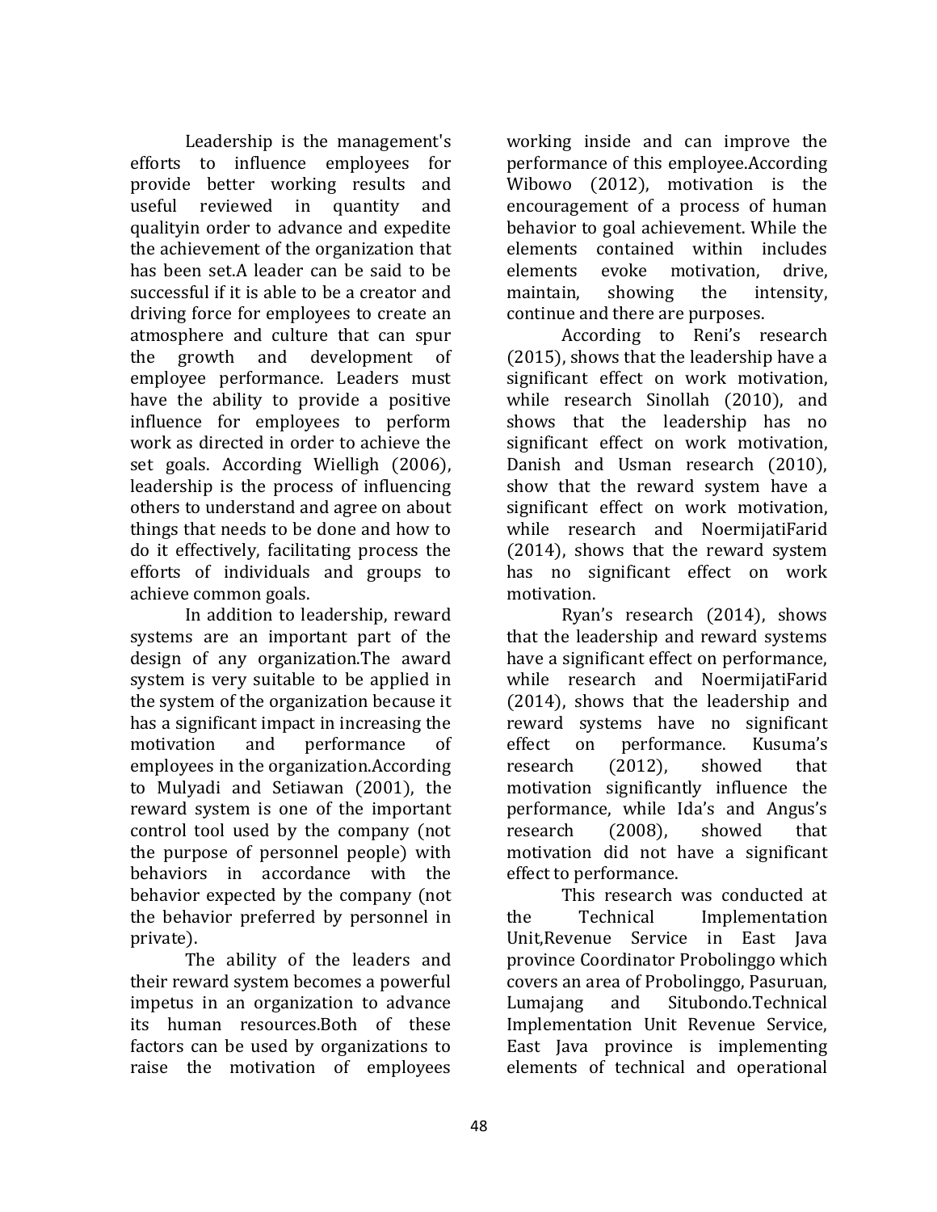Leadership is the management's efforts to influence employees for provide better working results and useful reviewed in quantity and qualityin order to advance and expedite the achievement of the organization that has been set.A leader can be said to be successful if it is able to be a creator and driving force for employees to create an atmosphere and culture that can spur the growth and development of employee performance. Leaders must have the ability to provide a positive influence for employees to perform work as directed in order to achieve the set goals. According Wielligh (2006), leadership is the process of influencing others to understand and agree on about things that needs to be done and how to do it effectively, facilitating process the efforts of individuals and groups to achieve common goals.

In addition to leadership, reward systems are an important part of the design of any organization.The award system is very suitable to be applied in the system of the organization because it has a significant impact in increasing the motivation and performance of employees in the organization.According to Mulyadi and Setiawan (2001), the reward system is one of the important control tool used by the company (not the purpose of personnel people) with behaviors in accordance with the behavior expected by the company (not the behavior preferred by personnel in private).

The ability of the leaders and their reward system becomes a powerful impetus in an organization to advance its human resources.Both of these factors can be used by organizations to raise the motivation of employees working inside and can improve the performance of this employee.According Wibowo (2012), motivation is the encouragement of a process of human behavior to goal achievement. While the elements contained within includes elements evoke motivation, drive, maintain, showing the intensity, continue and there are purposes.

According to Reni's research (2015), shows that the leadership have a significant effect on work motivation, while research Sinollah (2010), and shows that the leadership has no significant effect on work motivation, Danish and Usman research (2010), show that the reward system have a significant effect on work motivation, while research and NoermijatiFarid (2014), shows that the reward system has no significant effect on work motivation.

Ryan's research (2014), shows that the leadership and reward systems have a significant effect on performance, while research and NoermijatiFarid (2014), shows that the leadership and reward systems have no significant effect on performance. Kusuma's research (2012), showed that motivation significantly influence the performance, while Ida's and Angus's research (2008), showed that motivation did not have a significant effect to performance.

This research was conducted at the Technical Implementation Unit,Revenue Service in East Java province Coordinator Probolinggo which covers an area of Probolinggo, Pasuruan, Lumajang and Situbondo.Technical Implementation Unit Revenue Service, East Java province is implementing elements of technical and operational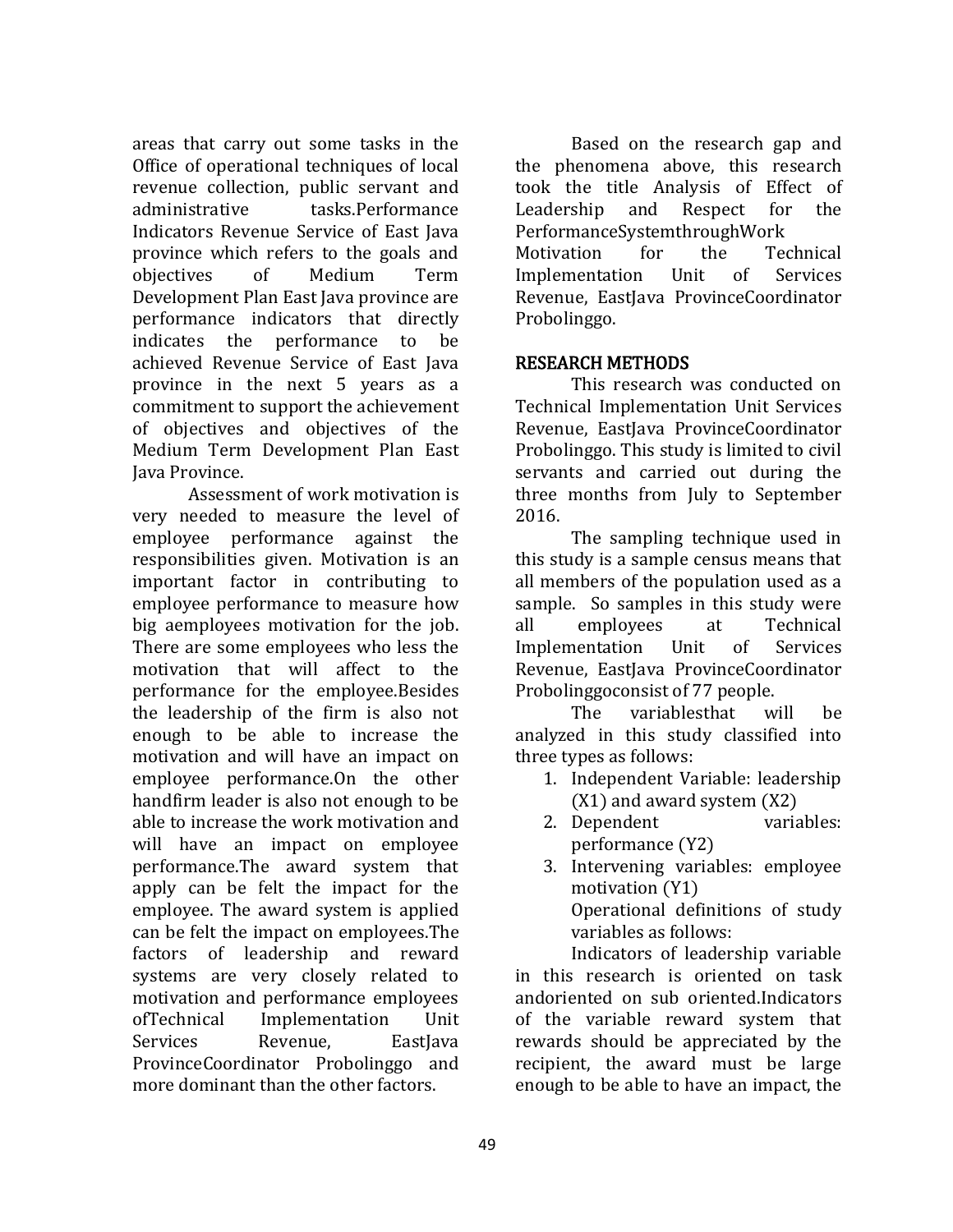areas that carry out some tasks in the Office of operational techniques of local revenue collection, public servant and administrative tasks.Performance Indicators Revenue Service of East Java province which refers to the goals and objectives of Medium Term Development Plan East Java province are performance indicators that directly indicates the performance to be achieved Revenue Service of East Java province in the next 5 years as a commitment to support the achievement of objectives and objectives of the Medium Term Development Plan East Java Province.

Assessment of work motivation is very needed to measure the level of employee performance against the responsibilities given. Motivation is an important factor in contributing to employee performance to measure how big aemployees motivation for the job. There are some employees who less the motivation that will affect to the performance for the employee.Besides the leadership of the firm is also not enough to be able to increase the motivation and will have an impact on employee performance.On the other handfirm leader is also not enough to be able to increase the work motivation and will have an impact on employee performance.The award system that apply can be felt the impact for the employee. The award system is applied can be felt the impact on employees.The factors of leadership and reward systems are very closely related to motivation and performance employees ofTechnical Implementation Unit Services Revenue, EastJava ProvinceCoordinator Probolinggo and more dominant than the other factors.

Based on the research gap and the phenomena above, this research took the title Analysis of Effect of Leadership and Respect for the PerformanceSystemthroughWork Motivation for the Technical Implementation Unit of Services Revenue, EastJava ProvinceCoordinator Probolinggo.

## RESEARCH METHODS

This research was conducted on Technical Implementation Unit Services Revenue, EastJava ProvinceCoordinator Probolinggo. This study is limited to civil servants and carried out during the three months from July to September 2016.

The sampling technique used in this study is a sample census means that all members of the population used as a sample. So samples in this study were all employees at Technical Implementation Unit of Services Revenue, EastJava ProvinceCoordinator Probolinggoconsist of 77 people.

The variablesthat will be analyzed in this study classified into three types as follows:

1. Independent Variable: leadership (X1) and award system (X2)
2. Dependent variables: performance (Y2)
3. Intervening variables: employee motivation (Y1)

   Operational definitions of study variables as follows:

Indicators of leadership variable in this research is oriented on task andoriented on sub oriented.Indicators of the variable reward system that rewards should be appreciated by the recipient, the award must be large enough to be able to have an impact, the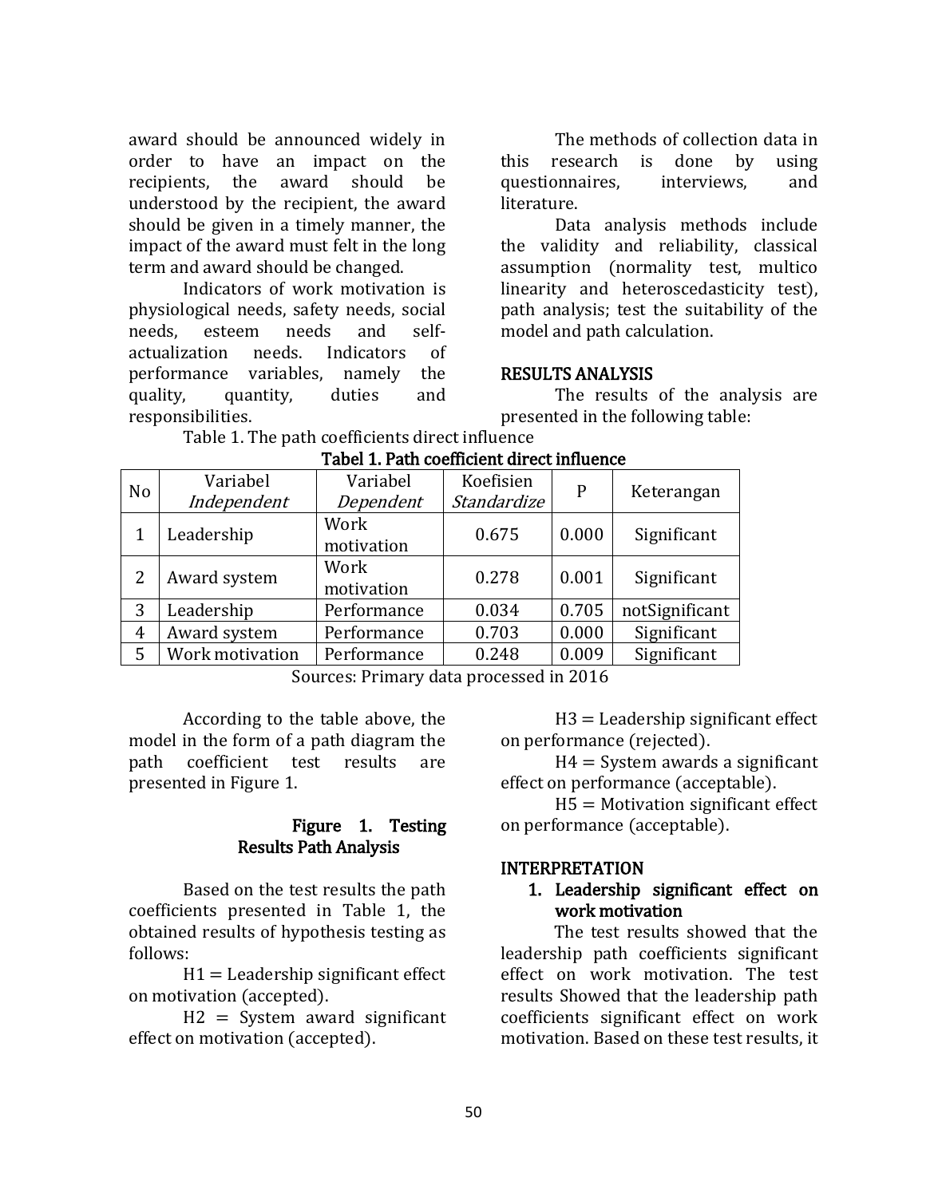award should be announced widely in order to have an impact on the recipients, the award should be understood by the recipient, the award should be given in a timely manner, the impact of the award must felt in the long term and award should be changed.

Indicators of work motivation is physiological needs, safety needs, social needs, esteem needs and self-actualization needs. Indicators of performance variables, namely the quality, quantity, duties and responsibilities.

The methods of collection data in this research is done by using questionnaires, interviews, and literature.

Data analysis methods include the validity and reliability, classical assumption (normality test, multico linearity and heteroscedasticity test), path analysis; test the suitability of the model and path calculation.

## RESULTS ANALYSIS

The results of the analysis are presented in the following table:

Table 1. The path coefficients direct influence

**Tabel 1. Path coefficient direct influence**

| No | Variabel *Independent* | Variabel *Dependent* | Koefisien *Standardize* | P | Keterangan |
|---|---|---|---|---|---|
| 1 | Leadership | Work motivation | 0.675 | 0.000 | Significant |
| 2 | Award system | Work motivation | 0.278 | 0.001 | Significant |
| 3 | Leadership | Performance | 0.034 | 0.705 | notSignificant |
| 4 | Award system | Performance | 0.703 | 0.000 | Significant |
| 5 | Work motivation | Performance | 0.248 | 0.009 | Significant |

Sources: Primary data processed in 2016

According to the table above, the model in the form of a path diagram the path coefficient test results are presented in Figure 1.

**Figure 1. Testing Results Path Analysis**

Based on the test results the path coefficients presented in Table 1, the obtained results of hypothesis testing as follows:

H1 = Leadership significant effect on motivation (accepted).

H2 = System award significant effect on motivation (accepted).

H3 = Leadership significant effect on performance (rejected).

H4 = System awards a significant effect on performance (acceptable).

H5 = Motivation significant effect on performance (acceptable).

## INTERPRETATION

### 1. Leadership significant effect on work motivation

The test results showed that the leadership path coefficients significant effect on work motivation. The test results Showed that the leadership path coefficients significant effect on work motivation. Based on these test results, it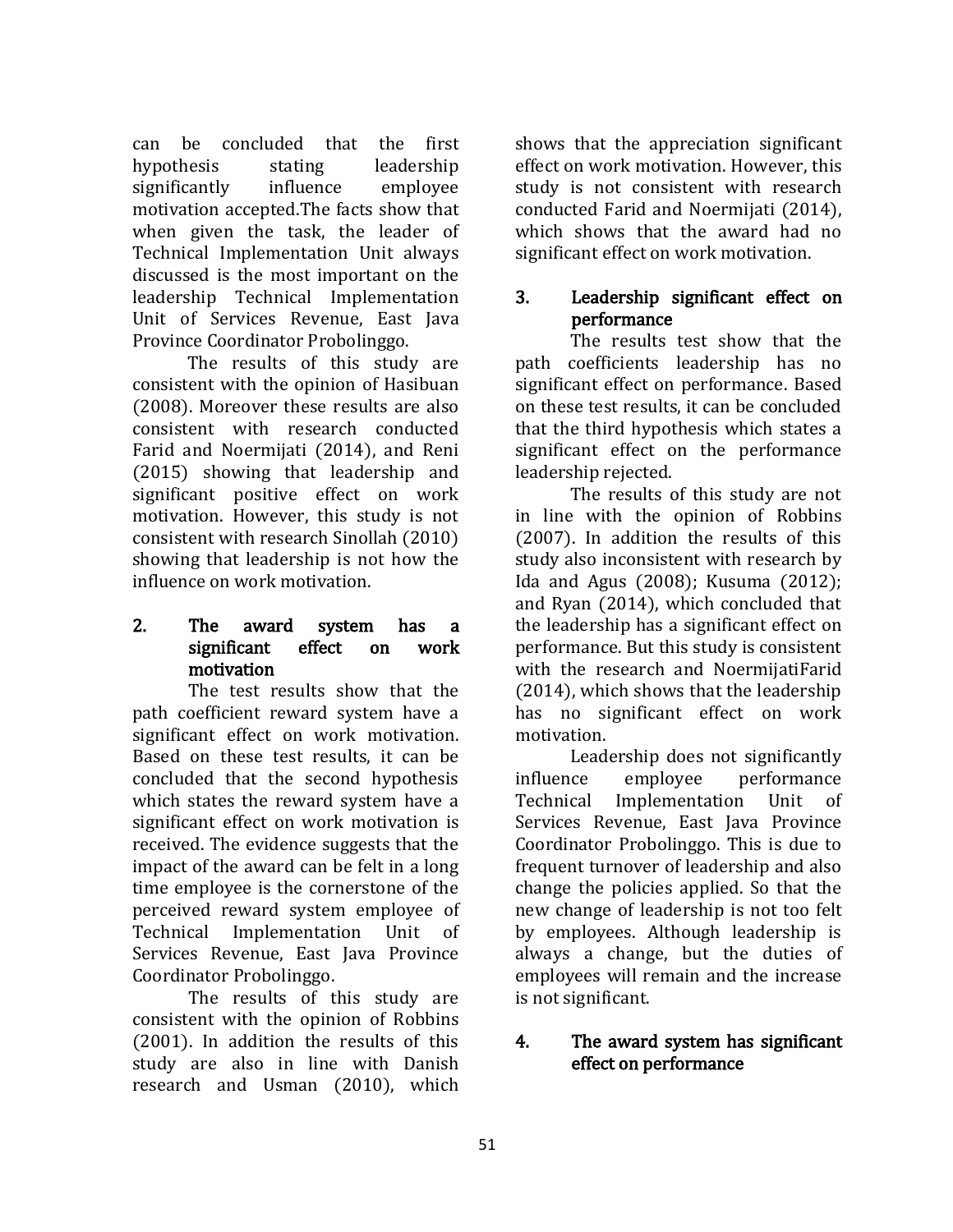can be concluded that the first hypothesis stating leadership significantly influence employee motivation accepted.The facts show that when given the task, the leader of Technical Implementation Unit always discussed is the most important on the leadership Technical Implementation Unit of Services Revenue, East Java Province Coordinator Probolinggo.

The results of this study are consistent with the opinion of Hasibuan (2008). Moreover these results are also consistent with research conducted Farid and Noermijati (2014), and Reni (2015) showing that leadership and significant positive effect on work motivation. However, this study is not consistent with research Sinollah (2010) showing that leadership is not how the influence on work motivation.

### 2. The award system has a significant effect on work motivation

The test results show that the path coefficient reward system have a significant effect on work motivation. Based on these test results, it can be concluded that the second hypothesis which states the reward system have a significant effect on work motivation is received. The evidence suggests that the impact of the award can be felt in a long time employee is the cornerstone of the perceived reward system employee of Technical Implementation Unit of Services Revenue, East Java Province Coordinator Probolinggo.

The results of this study are consistent with the opinion of Robbins (2001). In addition the results of this study are also in line with Danish research and Usman (2010), which shows that the appreciation significant effect on work motivation. However, this study is not consistent with research conducted Farid and Noermijati (2014), which shows that the award had no significant effect on work motivation.

### 3. Leadership significant effect on performance

The results test show that the path coefficients leadership has no significant effect on performance. Based on these test results, it can be concluded that the third hypothesis which states a significant effect on the performance leadership rejected.

The results of this study are not in line with the opinion of Robbins (2007). In addition the results of this study also inconsistent with research by Ida and Agus (2008); Kusuma (2012); and Ryan (2014), which concluded that the leadership has a significant effect on performance. But this study is consistent with the research and NoermijatiFarid (2014), which shows that the leadership has no significant effect on work motivation.

Leadership does not significantly influence employee performance Technical Implementation Unit of Services Revenue, East Java Province Coordinator Probolinggo. This is due to frequent turnover of leadership and also change the policies applied. So that the new change of leadership is not too felt by employees. Although leadership is always a change, but the duties of employees will remain and the increase is not significant.

### 4. The award system has significant effect on performance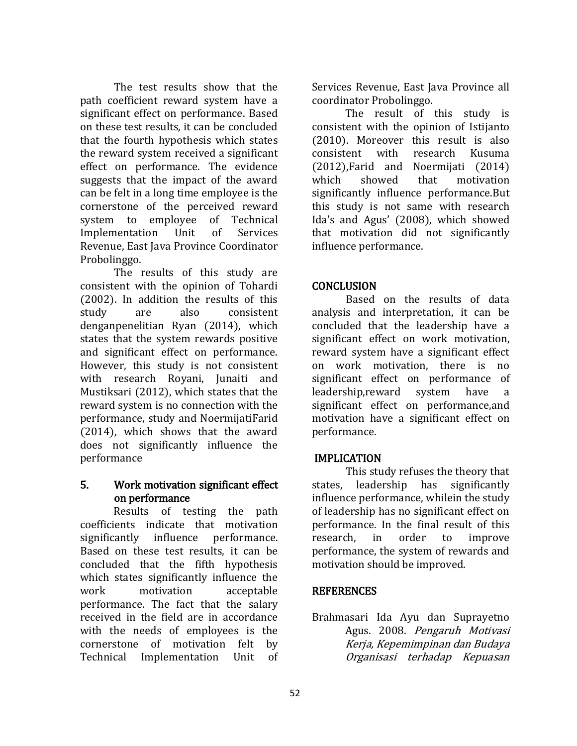The test results show that the path coefficient reward system have a significant effect on performance. Based on these test results, it can be concluded that the fourth hypothesis which states the reward system received a significant effect on performance. The evidence suggests that the impact of the award can be felt in a long time employee is the cornerstone of the perceived reward system to employee of Technical Implementation Unit of Services Revenue, East Java Province Coordinator Probolinggo.

The results of this study are consistent with the opinion of Tohardi (2002). In addition the results of this study are also consistent denganpenelitian Ryan (2014), which states that the system rewards positive and significant effect on performance. However, this study is not consistent with research Royani, Junaiti and Mustiksari (2012), which states that the reward system is no connection with the performance, study and NoermijatiFarid (2014), which shows that the award does not significantly influence the performance

### 5. Work motivation significant effect on performance

Results of testing the path coefficients indicate that motivation significantly influence performance. Based on these test results, it can be concluded that the fifth hypothesis which states significantly influence the work motivation acceptable performance. The fact that the salary received in the field are in accordance with the needs of employees is the cornerstone of motivation felt by Technical Implementation Unit of Services Revenue, East Java Province all coordinator Probolinggo.

The result of this study is consistent with the opinion of Istijanto (2010). Moreover this result is also consistent with research Kusuma (2012),Farid and Noermijati (2014) which showed that motivation significantly influence performance.But this study is not same with research Ida's and Agus' (2008), which showed that motivation did not significantly influence performance.

## CONCLUSION

Based on the results of data analysis and interpretation, it can be concluded that the leadership have a significant effect on work motivation, reward system have a significant effect on work motivation, there is no significant effect on performance of leadership,reward system have a significant effect on performance,and motivation have a significant effect on performance.

## IMPLICATION

This study refuses the theory that states, leadership has significantly influence performance, whilein the study of leadership has no significant effect on performance. In the final result of this research, in order to improve performance, the system of rewards and motivation should be improved.

## REFERENCES

Brahmasari Ida Ayu dan Suprayetno Agus. 2008. *Pengaruh Motivasi Kerja, Kepemimpinan dan Budaya Organisasi terhadap Kepuasan*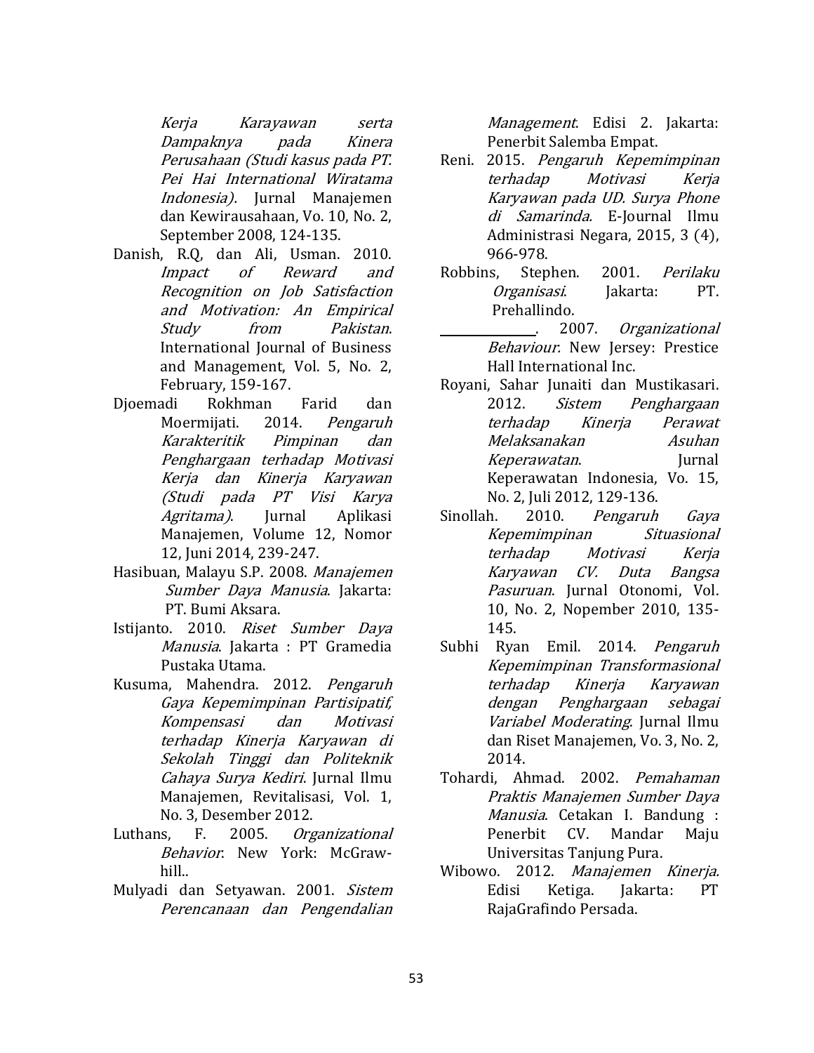*Kerja Karayawan serta Dampaknya pada Kinera Perusahaan (Studi kasus pada PT. Pei Hai International Wiratama Indonesia).* Jurnal Manajemen dan Kewirausahaan, Vo. 10, No. 2, September 2008, 124-135.

Danish, R.Q, dan Ali, Usman. 2010. *Impact of Reward and Recognition on Job Satisfaction and Motivation: An Empirical Study from Pakistan*. International Journal of Business and Management, Vol. 5, No. 2, February, 159-167.

Djoemadi Rokhman Farid dan Moermijati. 2014. *Pengaruh Karakteritik Pimpinan dan Penghargaan terhadap Motivasi Kerja dan Kinerja Karyawan (Studi pada PT Visi Karya Agritama)*. Jurnal Aplikasi Manajemen, Volume 12, Nomor 12, Juni 2014, 239-247.

Hasibuan, Malayu S.P. 2008. *Manajemen Sumber Daya Manusia*. Jakarta: PT. Bumi Aksara.

Istijanto. 2010. *Riset Sumber Daya Manusia*. Jakarta : PT Gramedia Pustaka Utama.

Kusuma, Mahendra. 2012. *Pengaruh Gaya Kepemimpinan Partisipatif, Kompensasi dan Motivasi terhadap Kinerja Karyawan di Sekolah Tinggi dan Politeknik Cahaya Surya Kediri*. Jurnal Ilmu Manajemen, Revitalisasi, Vol. 1, No. 3, Desember 2012.

Luthans, F. 2005. *Organizational Behavior*: New York: McGraw-hill..

Mulyadi dan Setyawan. 2001. *Sistem Perencanaan dan Pengendalian Management*. Edisi 2. Jakarta: Penerbit Salemba Empat.

Reni. 2015. *Pengaruh Kepemimpinan terhadap Motivasi Kerja Karyawan pada UD. Surya Phone di Samarinda.* E-Journal Ilmu Administrasi Negara, 2015, 3 (4), 966-978.

Robbins, Stephen. 2001. *Perilaku Organisasi*. Jakarta: PT. Prehallindo.

\_\_\_\_\_\_\_\_\_\_\_\_\_\_\_\_. 2007. *Organizational Behaviour*: New Jersey: Prestice Hall International Inc.

Royani, Sahar Junaiti dan Mustikasari. 2012. *Sistem Penghargaan terhadap Kinerja Perawat Melaksanakan Asuhan Keperawatan*. Jurnal Keperawatan Indonesia, Vo. 15, No. 2, Juli 2012, 129-136.

Sinollah. 2010. *Pengaruh Gaya Kepemimpinan Situasional terhadap Motivasi Kerja Karyawan CV. Duta Bangsa Pasuruan*. Jurnal Otonomi, Vol. 10, No. 2, Nopember 2010, 135-145.

Subhi Ryan Emil. 2014. *Pengaruh Kepemimpinan Transformasional terhadap Kinerja Karyawan dengan Penghargaan sebagai Variabel Moderating*. Jurnal Ilmu dan Riset Manajemen, Vo. 3, No. 2, 2014.

Tohardi, Ahmad. 2002. *Pemahaman Praktis Manajemen Sumber Daya Manusia*. Cetakan I. Bandung : Penerbit CV. Mandar Maju Universitas Tanjung Pura.

Wibowo. 2012. *Manajemen Kinerja.* Edisi Ketiga. Jakarta: PT RajaGrafindo Persada.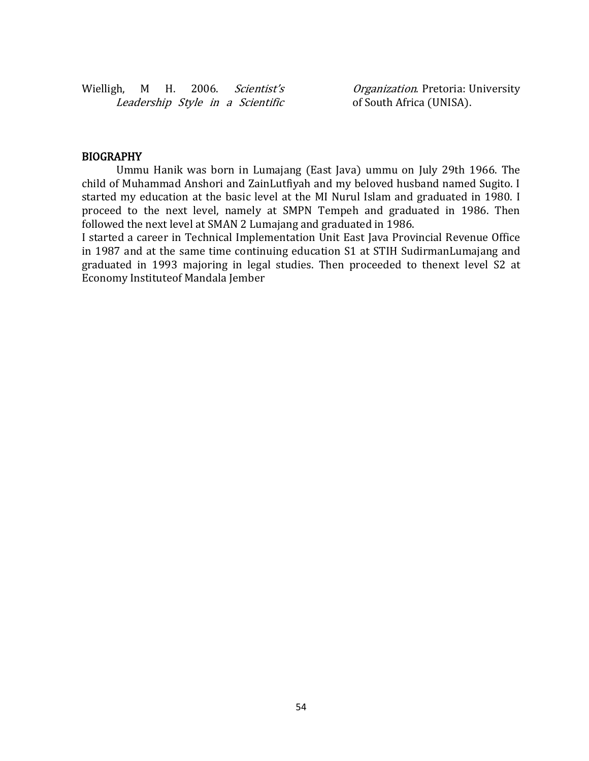Wielligh, M H. 2006. *Scientist's Leadership Style in a Scientific Organization*. Pretoria: University of South Africa (UNISA).

## BIOGRAPHY

Ummu Hanik was born in Lumajang (East Java) ummu on July 29th 1966. The child of Muhammad Anshori and ZainLutfiyah and my beloved husband named Sugito. I started my education at the basic level at the MI Nurul Islam and graduated in 1980. I proceed to the next level, namely at SMPN Tempeh and graduated in 1986. Then followed the next level at SMAN 2 Lumajang and graduated in 1986.

I started a career in Technical Implementation Unit East Java Provincial Revenue Office in 1987 and at the same time continuing education S1 at STIH SudirmanLumajang and graduated in 1993 majoring in legal studies. Then proceeded to thenext level S2 at Economy Instituteof Mandala Jember